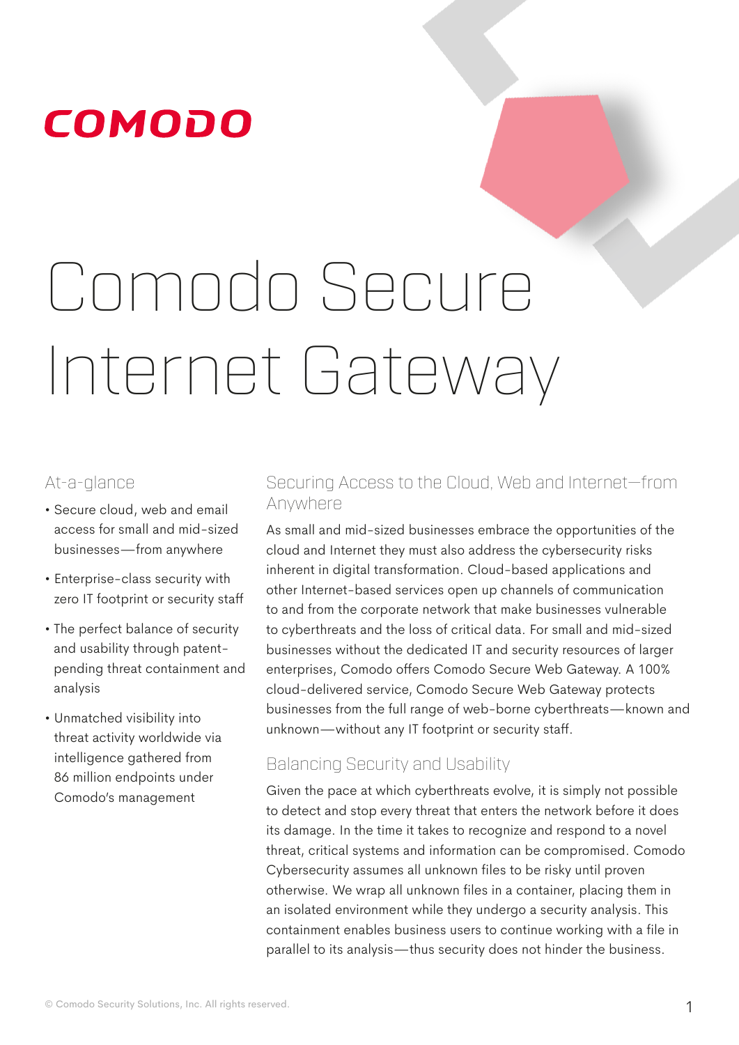COMODO

# Comodo Secure Internet Gateway

## At-a-glance

- Secure cloud, web and email access for small and mid-sized businesses—from anywhere
- Enterprise-class security with zero IT footprint or security staff
- The perfect balance of security and usability through patent-pending threat containment and analysis
- Unmatched visibility into threat activity worldwide via intelligence gathered from 86 million endpoints under Comodo's management

## Securing Access to the Cloud, Web and Internet—from Anywhere

As small and mid-sized businesses embrace the opportunities of the cloud and Internet they must also address the cybersecurity risks inherent in digital transformation. Cloud-based applications and other Internet-based services open up channels of communication to and from the corporate network that make businesses vulnerable to cyberthreats and the loss of critical data. For small and mid-sized businesses without the dedicated IT and security resources of larger enterprises, Comodo offers Comodo Secure Web Gateway. A 100% cloud-delivered service, Comodo Secure Web Gateway protects businesses from the full range of web-borne cyberthreats—known and unknown—without any IT footprint or security staff.

## Balancing Security and Usability

Given the pace at which cyberthreats evolve, it is simply not possible to detect and stop every threat that enters the network before it does its damage. In the time it takes to recognize and respond to a novel threat, critical systems and information can be compromised. Comodo Cybersecurity assumes all unknown files to be risky until proven otherwise. We wrap all unknown files in a container, placing them in an isolated environment while they undergo a security analysis. This containment enables business users to continue working with a file in parallel to its analysis—thus security does not hinder the business.

© Comodo Security Solutions, Inc. All rights reserved.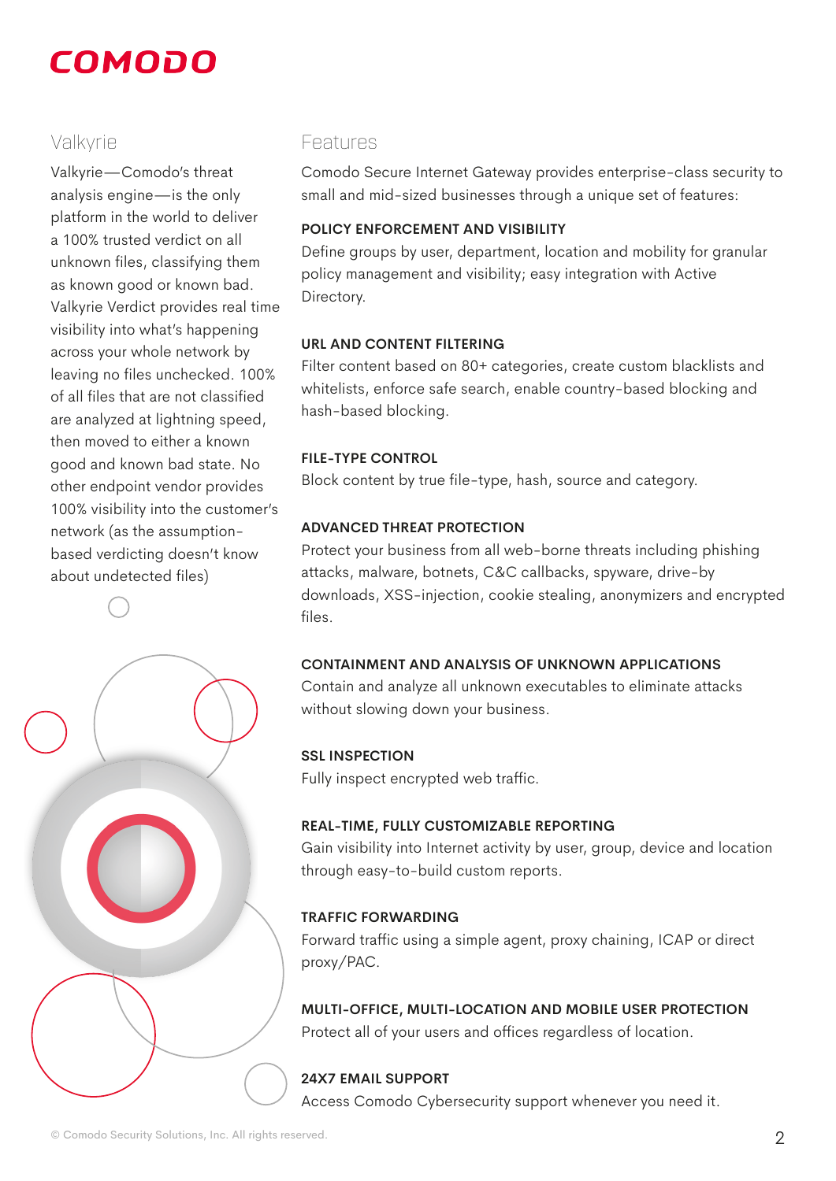## Valkyrie

Valkyrie—Comodo's threat analysis engine—is the only platform in the world to deliver a 100% trusted verdict on all unknown files, classifying them as known good or known bad. Valkyrie Verdict provides real time visibility into what's happening across your whole network by leaving no files unchecked. 100% of all files that are not classified are analyzed at lightning speed, then moved to either a known good and known bad state. No other endpoint vendor provides 100% visibility into the customer's network (as the assumption-based verdicting doesn't know about undetected files)

## Features

Comodo Secure Internet Gateway provides enterprise-class security to small and mid-sized businesses through a unique set of features:

**POLICY ENFORCEMENT AND VISIBILITY**

Define groups by user, department, location and mobility for granular policy management and visibility; easy integration with Active Directory.

**URL AND CONTENT FILTERING**

Filter content based on 80+ categories, create custom blacklists and whitelists, enforce safe search, enable country-based blocking and hash-based blocking.

**FILE-TYPE CONTROL**

Block content by true file-type, hash, source and category.

**ADVANCED THREAT PROTECTION**

Protect your business from all web-borne threats including phishing attacks, malware, botnets, C&C callbacks, spyware, drive-by downloads, XSS-injection, cookie stealing, anonymizers and encrypted files.

**CONTAINMENT AND ANALYSIS OF UNKNOWN APPLICATIONS**

Contain and analyze all unknown executables to eliminate attacks without slowing down your business.

**SSL INSPECTION**

Fully inspect encrypted web traffic.

**REAL-TIME, FULLY CUSTOMIZABLE REPORTING**

Gain visibility into Internet activity by user, group, device and location through easy-to-build custom reports.

**TRAFFIC FORWARDING**

Forward traffic using a simple agent, proxy chaining, ICAP or direct proxy/PAC.

**MULTI-OFFICE, MULTI-LOCATION AND MOBILE USER PROTECTION**

Protect all of your users and offices regardless of location.

**24X7 EMAIL SUPPORT**

Access Comodo Cybersecurity support whenever you need it.

© Comodo Security Solutions, Inc. All rights reserved.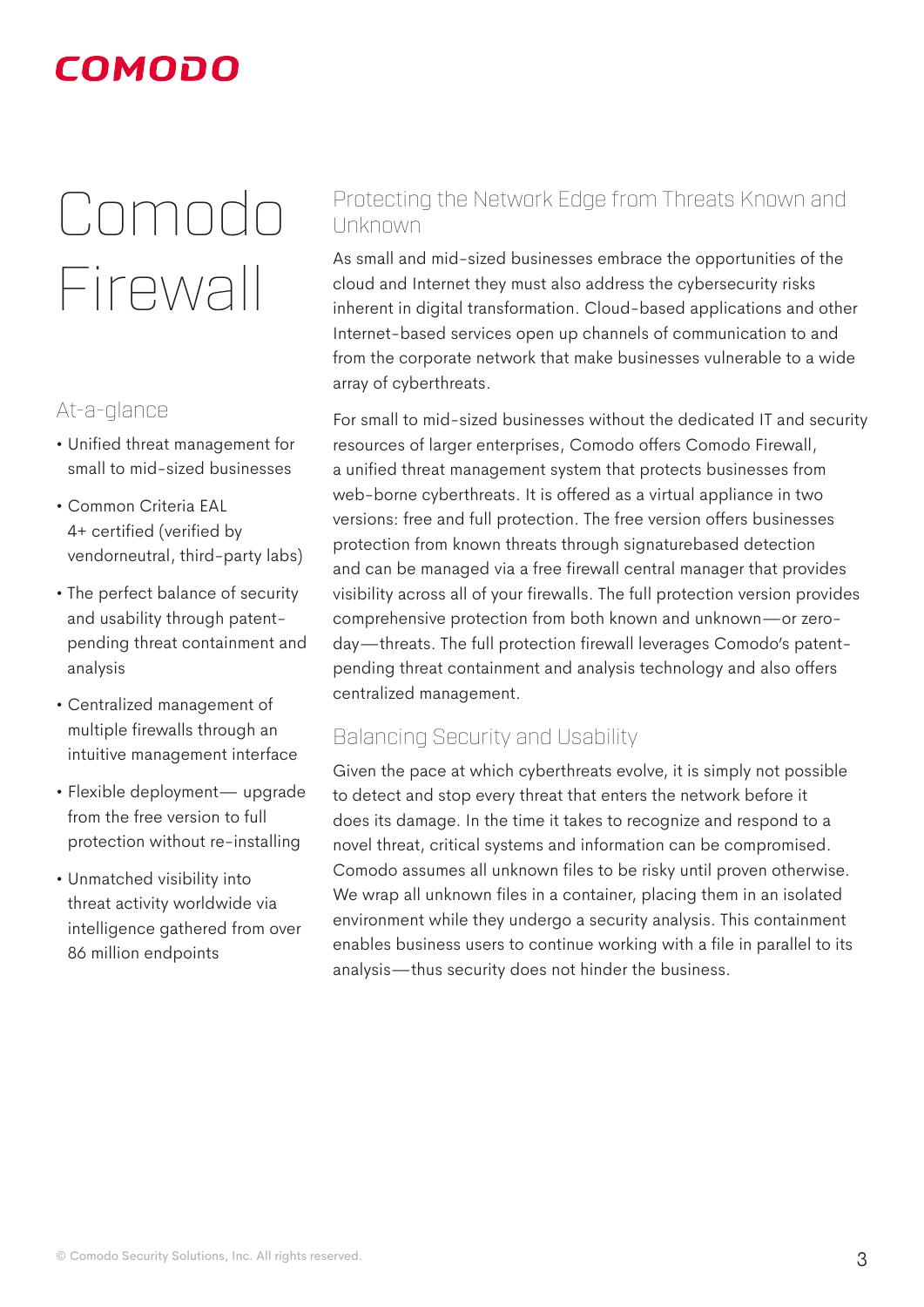# Comodo Firewall

## At-a-glance

- Unified threat management for small to mid-sized businesses
- Common Criteria EAL 4+ certified (verified by vendorneutral, third-party labs)
- The perfect balance of security and usability through patent-pending threat containment and analysis
- Centralized management of multiple firewalls through an intuitive management interface
- Flexible deployment— upgrade from the free version to full protection without re-installing
- Unmatched visibility into threat activity worldwide via intelligence gathered from over 86 million endpoints

## Protecting the Network Edge from Threats Known and Unknown

As small and mid-sized businesses embrace the opportunities of the cloud and Internet they must also address the cybersecurity risks inherent in digital transformation. Cloud-based applications and other Internet-based services open up channels of communication to and from the corporate network that make businesses vulnerable to a wide array of cyberthreats.

For small to mid-sized businesses without the dedicated IT and security resources of larger enterprises, Comodo offers Comodo Firewall, a unified threat management system that protects businesses from web-borne cyberthreats. It is offered as a virtual appliance in two versions: free and full protection. The free version offers businesses protection from known threats through signaturebased detection and can be managed via a free firewall central manager that provides visibility across all of your firewalls. The full protection version provides comprehensive protection from both known and unknown—or zero-day—threats. The full protection firewall leverages Comodo's patent-pending threat containment and analysis technology and also offers centralized management.

## Balancing Security and Usability

Given the pace at which cyberthreats evolve, it is simply not possible to detect and stop every threat that enters the network before it does its damage. In the time it takes to recognize and respond to a novel threat, critical systems and information can be compromised. Comodo assumes all unknown files to be risky until proven otherwise. We wrap all unknown files in a container, placing them in an isolated environment while they undergo a security analysis. This containment enables business users to continue working with a file in parallel to its analysis—thus security does not hinder the business.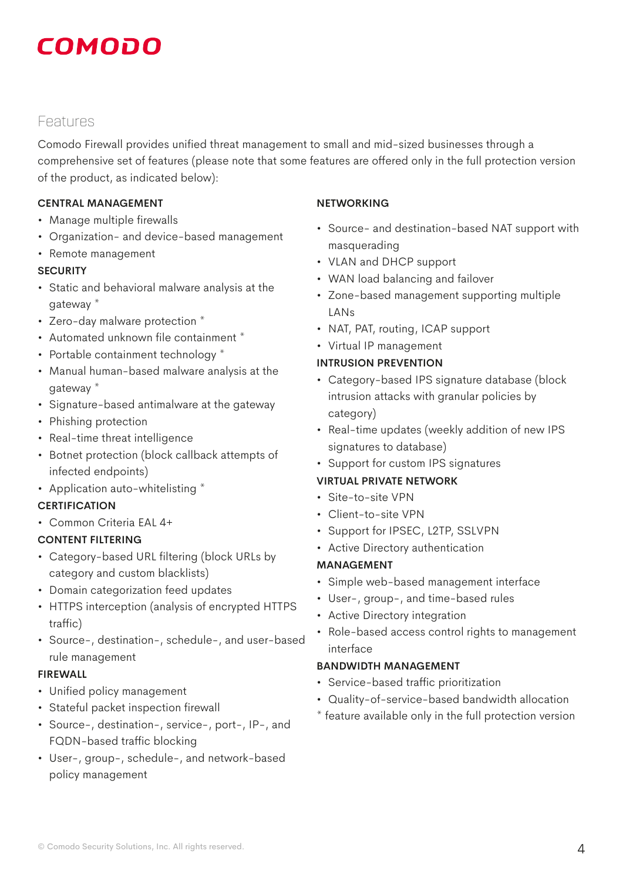COMODO

## Features

Comodo Firewall provides unified threat management to small and mid-sized businesses through a comprehensive set of features (please note that some features are offered only in the full protection version of the product, as indicated below):

### CENTRAL MANAGEMENT

- Manage multiple firewalls
- Organization- and device-based management
- Remote management

### SECURITY

- Static and behavioral malware analysis at the gateway *
- Zero-day malware protection *
- Automated unknown file containment *
- Portable containment technology *
- Manual human-based malware analysis at the gateway *
- Signature-based antimalware at the gateway
- Phishing protection
- Real-time threat intelligence
- Botnet protection (block callback attempts of infected endpoints)
- Application auto-whitelisting *

### CERTIFICATION

- Common Criteria EAL 4+

### CONTENT FILTERING

- Category-based URL filtering (block URLs by category and custom blacklists)
- Domain categorization feed updates
- HTTPS interception (analysis of encrypted HTTPS traffic)
- Source-, destination-, schedule-, and user-based rule management

### FIREWALL

- Unified policy management
- Stateful packet inspection firewall
- Source-, destination-, service-, port-, IP-, and FQDN-based traffic blocking
- User-, group-, schedule-, and network-based policy management

### NETWORKING

- Source- and destination-based NAT support with masquerading
- VLAN and DHCP support
- WAN load balancing and failover
- Zone-based management supporting multiple LANs
- NAT, PAT, routing, ICAP support
- Virtual IP management

### INTRUSION PREVENTION

- Category-based IPS signature database (block intrusion attacks with granular policies by category)
- Real-time updates (weekly addition of new IPS signatures to database)
- Support for custom IPS signatures

### VIRTUAL PRIVATE NETWORK

- Site-to-site VPN
- Client-to-site VPN
- Support for IPSEC, L2TP, SSLVPN
- Active Directory authentication

### MANAGEMENT

- Simple web-based management interface
- User-, group-, and time-based rules
- Active Directory integration
- Role-based access control rights to management interface

### BANDWIDTH MANAGEMENT

- Service-based traffic prioritization
- Quality-of-service-based bandwidth allocation

* feature available only in the full protection version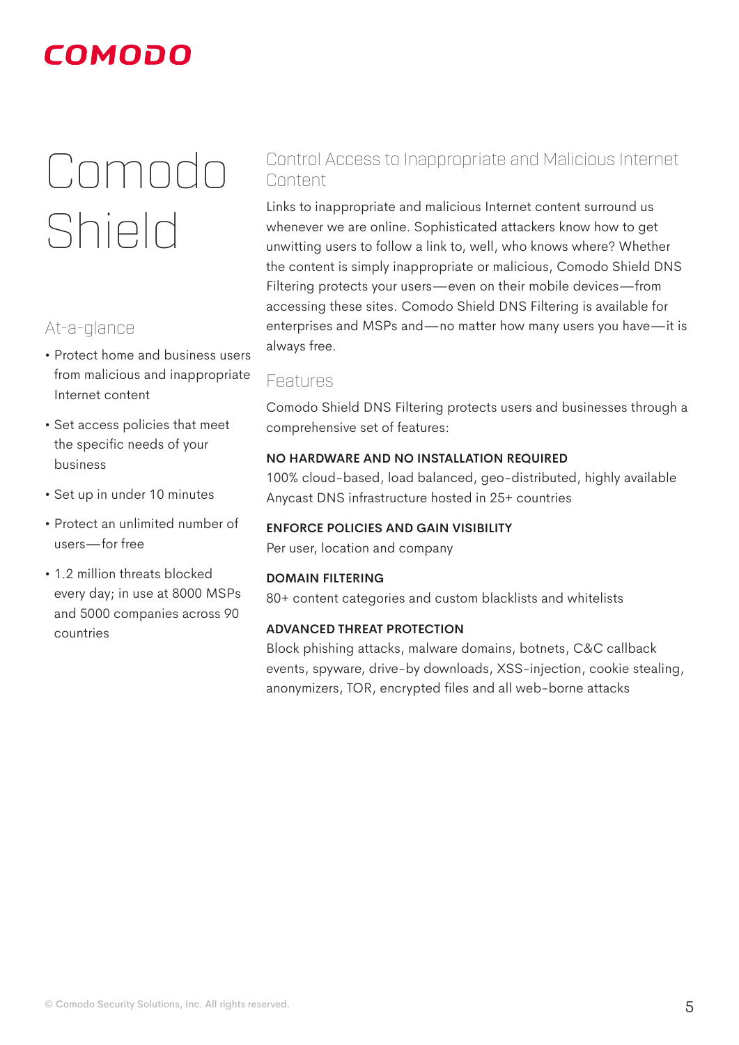# Comodo Shield

## At-a-glance

- Protect home and business users from malicious and inappropriate Internet content
- Set access policies that meet the specific needs of your business
- Set up in under 10 minutes
- Protect an unlimited number of users—for free
- 1.2 million threats blocked every day; in use at 8000 MSPs and 5000 companies across 90 countries

## Control Access to Inappropriate and Malicious Internet Content

Links to inappropriate and malicious Internet content surround us whenever we are online. Sophisticated attackers know how to get unwitting users to follow a link to, well, who knows where? Whether the content is simply inappropriate or malicious, Comodo Shield DNS Filtering protects your users—even on their mobile devices—from accessing these sites. Comodo Shield DNS Filtering is available for enterprises and MSPs and—no matter how many users you have—it is always free.

## Features

Comodo Shield DNS Filtering protects users and businesses through a comprehensive set of features:

**NO HARDWARE AND NO INSTALLATION REQUIRED**
100% cloud-based, load balanced, geo-distributed, highly available Anycast DNS infrastructure hosted in 25+ countries

**ENFORCE POLICIES AND GAIN VISIBILITY**
Per user, location and company

**DOMAIN FILTERING**
80+ content categories and custom blacklists and whitelists

**ADVANCED THREAT PROTECTION**
Block phishing attacks, malware domains, botnets, C&C callback events, spyware, drive-by downloads, XSS-injection, cookie stealing, anonymizers, TOR, encrypted files and all web-borne attacks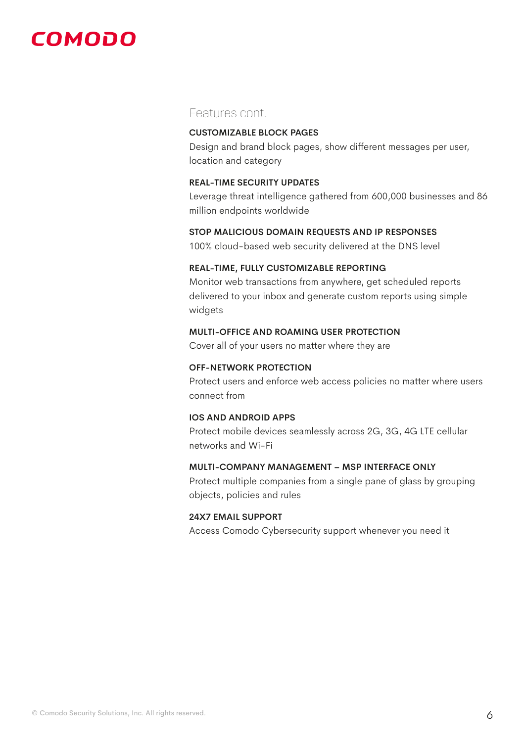## Features cont.

### CUSTOMIZABLE BLOCK PAGES

Design and brand block pages, show different messages per user, location and category

### REAL-TIME SECURITY UPDATES

Leverage threat intelligence gathered from 600,000 businesses and 86 million endpoints worldwide

### STOP MALICIOUS DOMAIN REQUESTS AND IP RESPONSES

100% cloud-based web security delivered at the DNS level

### REAL-TIME, FULLY CUSTOMIZABLE REPORTING

Monitor web transactions from anywhere, get scheduled reports delivered to your inbox and generate custom reports using simple widgets

### MULTI-OFFICE AND ROAMING USER PROTECTION

Cover all of your users no matter where they are

### OFF-NETWORK PROTECTION

Protect users and enforce web access policies no matter where users connect from

### IOS AND ANDROID APPS

Protect mobile devices seamlessly across 2G, 3G, 4G LTE cellular networks and Wi-Fi

### MULTI-COMPANY MANAGEMENT – MSP INTERFACE ONLY

Protect multiple companies from a single pane of glass by grouping objects, policies and rules

### 24X7 EMAIL SUPPORT

Access Comodo Cybersecurity support whenever you need it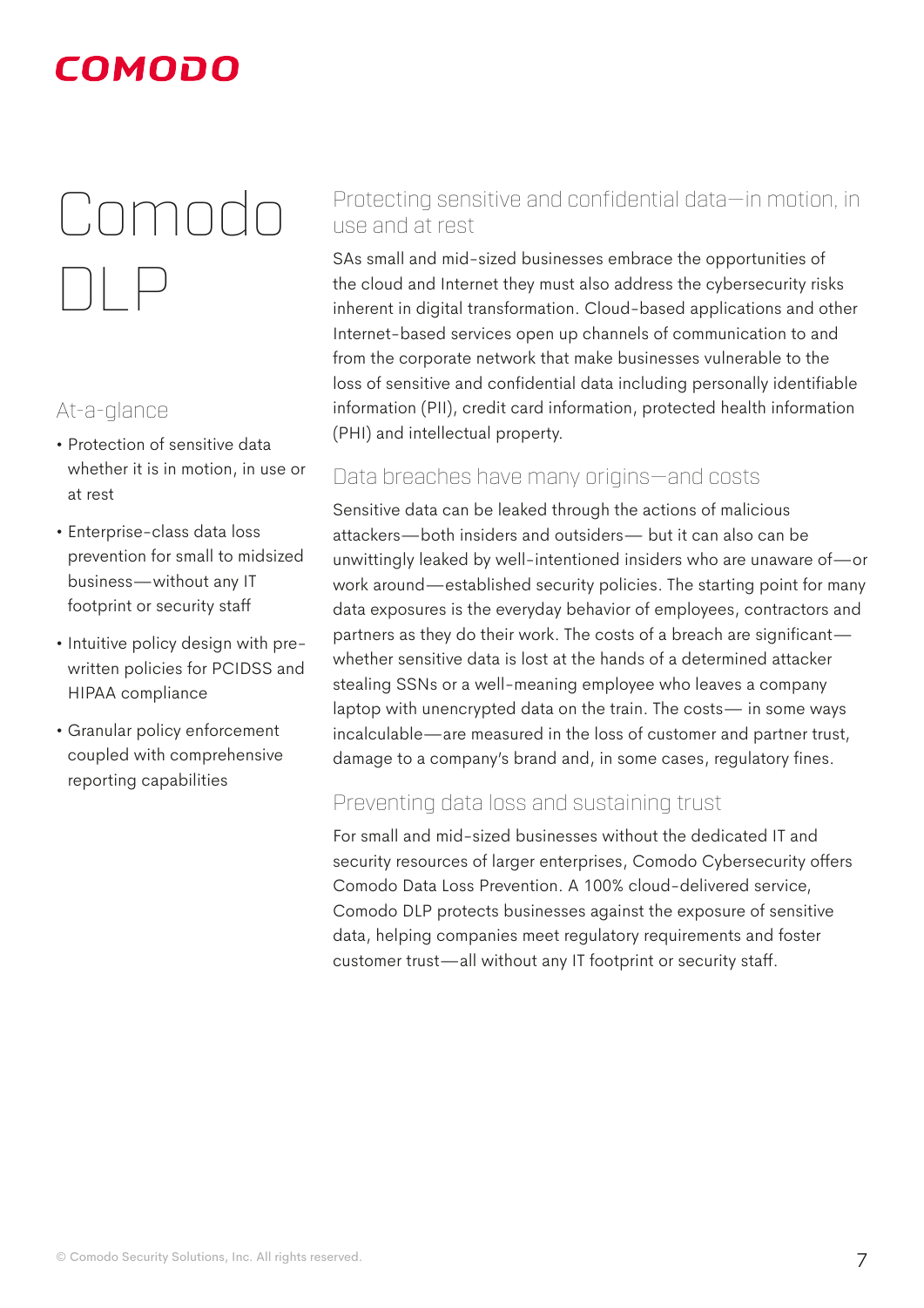# Comodo DLP

## At-a-glance

- Protection of sensitive data whether it is in motion, in use or at rest
- Enterprise-class data loss prevention for small to midsized business—without any IT footprint or security staff
- Intuitive policy design with pre-written policies for PCIDSS and HIPAA compliance
- Granular policy enforcement coupled with comprehensive reporting capabilities

## Protecting sensitive and confidential data—in motion, in use and at rest

SAs small and mid-sized businesses embrace the opportunities of the cloud and Internet they must also address the cybersecurity risks inherent in digital transformation. Cloud-based applications and other Internet-based services open up channels of communication to and from the corporate network that make businesses vulnerable to the loss of sensitive and confidential data including personally identifiable information (PII), credit card information, protected health information (PHI) and intellectual property.

## Data breaches have many origins—and costs

Sensitive data can be leaked through the actions of malicious attackers—both insiders and outsiders— but it can also can be unwittingly leaked by well-intentioned insiders who are unaware of—or work around—established security policies. The starting point for many data exposures is the everyday behavior of employees, contractors and partners as they do their work. The costs of a breach are significant—whether sensitive data is lost at the hands of a determined attacker stealing SSNs or a well-meaning employee who leaves a company laptop with unencrypted data on the train. The costs— in some ways incalculable—are measured in the loss of customer and partner trust, damage to a company's brand and, in some cases, regulatory fines.

## Preventing data loss and sustaining trust

For small and mid-sized businesses without the dedicated IT and security resources of larger enterprises, Comodo Cybersecurity offers Comodo Data Loss Prevention. A 100% cloud-delivered service, Comodo DLP protects businesses against the exposure of sensitive data, helping companies meet regulatory requirements and foster customer trust—all without any IT footprint or security staff.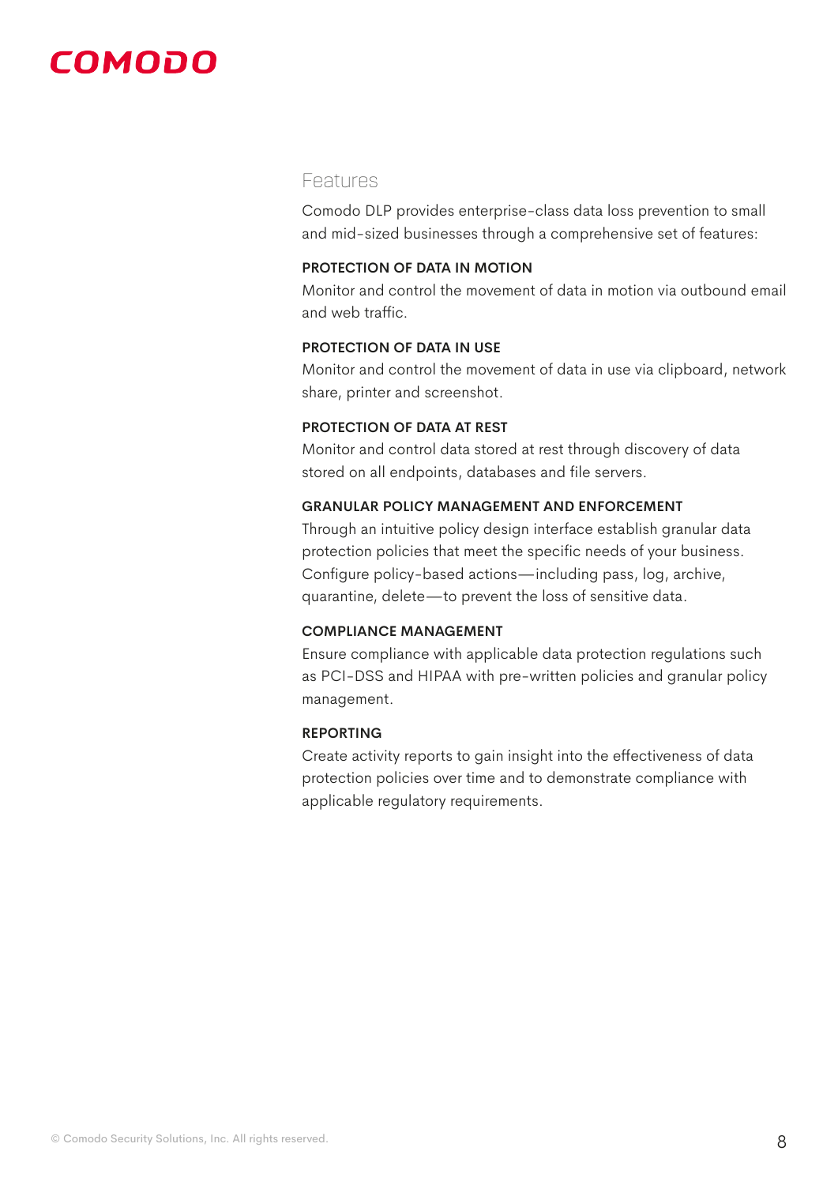## Features

Comodo DLP provides enterprise-class data loss prevention to small and mid-sized businesses through a comprehensive set of features:

### PROTECTION OF DATA IN MOTION

Monitor and control the movement of data in motion via outbound email and web traffic.

### PROTECTION OF DATA IN USE

Monitor and control the movement of data in use via clipboard, network share, printer and screenshot.

### PROTECTION OF DATA AT REST

Monitor and control data stored at rest through discovery of data stored on all endpoints, databases and file servers.

### GRANULAR POLICY MANAGEMENT AND ENFORCEMENT

Through an intuitive policy design interface establish granular data protection policies that meet the specific needs of your business. Configure policy-based actions—including pass, log, archive, quarantine, delete—to prevent the loss of sensitive data.

### COMPLIANCE MANAGEMENT

Ensure compliance with applicable data protection regulations such as PCI-DSS and HIPAA with pre-written policies and granular policy management.

### REPORTING

Create activity reports to gain insight into the effectiveness of data protection policies over time and to demonstrate compliance with applicable regulatory requirements.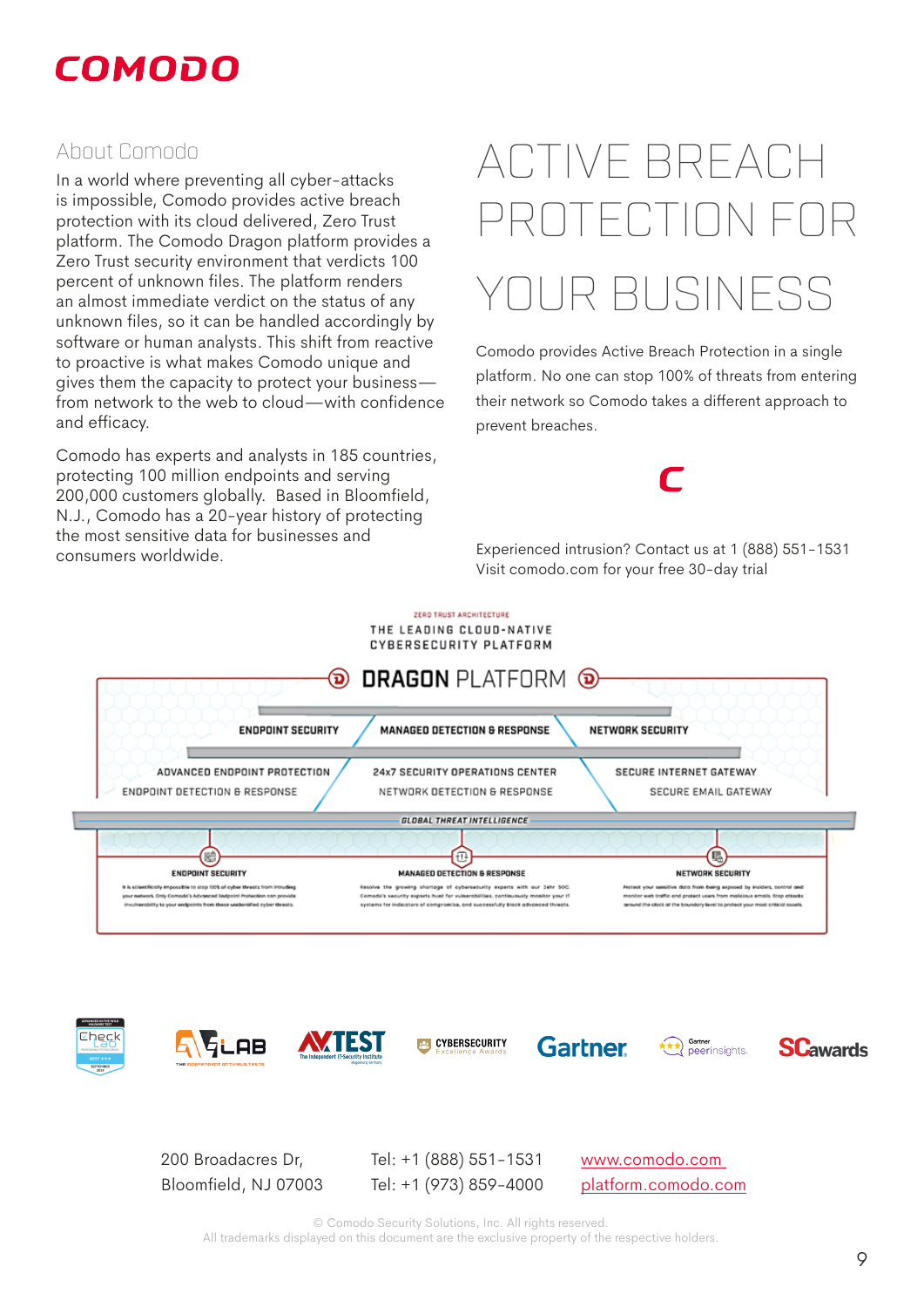# COMODO

## About Comodo

In a world where preventing all cyber-attacks is impossible, Comodo provides active breach protection with its cloud delivered, Zero Trust platform. The Comodo Dragon platform provides a Zero Trust security environment that verdicts 100 percent of unknown files. The platform renders an almost immediate verdict on the status of any unknown files, so it can be handled accordingly by software or human analysts. This shift from reactive to proactive is what makes Comodo unique and gives them the capacity to protect your business—from network to the web to cloud—with confidence and efficacy.

Comodo has experts and analysts in 185 countries, protecting 100 million endpoints and serving 200,000 customers globally. Based in Bloomfield, N.J., Comodo has a 20-year history of protecting the most sensitive data for businesses and consumers worldwide.

# ACTIVE BREACH PROTECTION FOR YOUR BUSINESS

Comodo provides Active Breach Protection in a single platform. No one can stop 100% of threats from entering their network so Comodo takes a different approach to prevent breaches.

Experienced intrusion? Contact us at 1 (888) 551-1531
Visit comodo.com for your free 30-day trial

ZERO TRUST ARCHITECTURE
THE LEADING CLOUD-NATIVE CYBERSECURITY PLATFORM

**DRAGON PLATFORM**

ENDPOINT SECURITY
ADVANCED ENDPOINT PROTECTION
ENDPOINT DETECTION & RESPONSE

MANAGED DETECTION & RESPONSE
24x7 SECURITY OPERATIONS CENTER
NETWORK DETECTION & RESPONSE

NETWORK SECURITY
SECURE INTERNET GATEWAY
SECURE EMAIL GATEWAY

GLOBAL THREAT INTELLIGENCE

ENDPOINT SECURITY
It is scientifically impossible to stop 100% of cyber threats from intruding your network. Only Comodo's Advanced Endpoint Protection can provide invulnerability to your endpoints from these unidentified cyber threats.

MANAGED DETECTION & RESPONSE
Resolve the growing shortage of cybersecurity experts with our 24hr SOC. Comodo's security experts hunt for vulnerabilities, continuously monitor your IT systems for indicators of compromise, and successfully block advanced threats.

NETWORK SECURITY
Protect your sensitive data from being exposed by insiders, control and monitor web traffic and protect users from malicious emails. Stop attacks around the clock at the boundary level to protect your most critical assets.

Check Lab | AV LAB | AV-TEST | CYBERSECURITY Excellence Awards | Gartner | Gartner peerinsights. | SCawards

200 Broadacres Dr,
Bloomfield, NJ 07003

Tel: +1 (888) 551-1531
Tel: +1 (973) 859-4000

www.comodo.com
platform.comodo.com

© Comodo Security Solutions, Inc. All rights reserved.
All trademarks displayed on this document are the exclusive property of the respective holders.